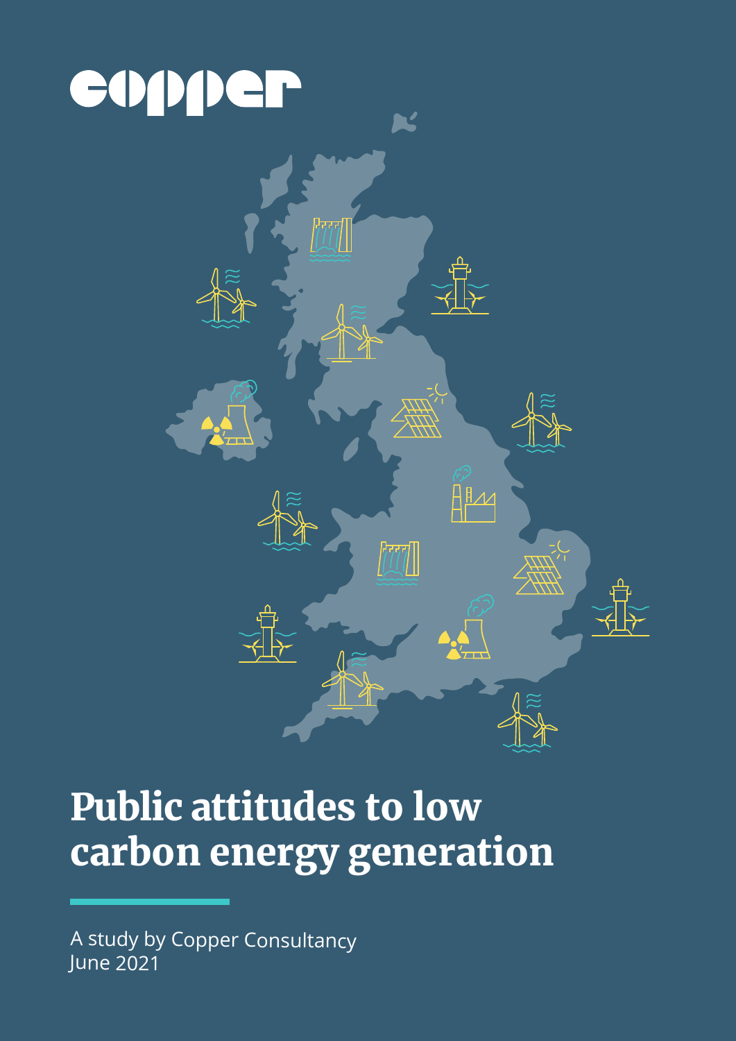copper

# Public attitudes to low carbon energy generation

A study by Copper Consultancy
June 2021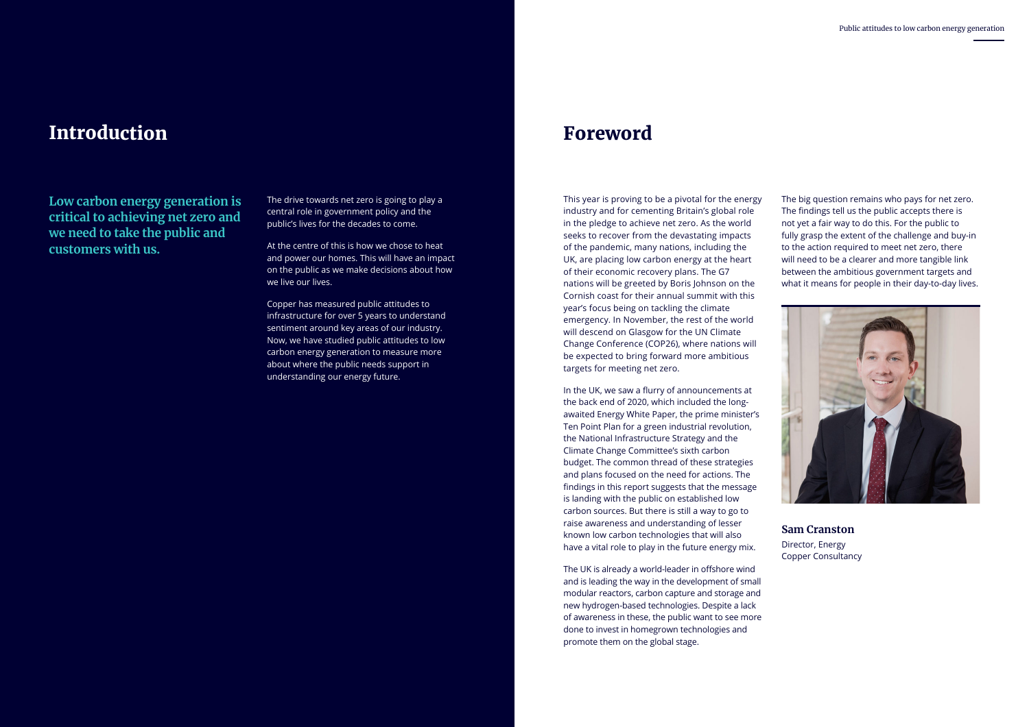## Introduction

**Low carbon energy generation is critical to achieving net zero and we need to take the public and customers with us.**

The drive towards net zero is going to play a central role in government policy and the public's lives for the decades to come.

At the centre of this is how we chose to heat and power our homes. This will have an impact on the public as we make decisions about how we live our lives.

Copper has measured public attitudes to infrastructure for over 5 years to understand sentiment around key areas of our industry. Now, we have studied public attitudes to low carbon energy generation to measure more about where the public needs support in understanding our energy future.

## Foreword

This year is proving to be a pivotal for the energy industry and for cementing Britain's global role in the pledge to achieve net zero. As the world seeks to recover from the devastating impacts of the pandemic, many nations, including the UK, are placing low carbon energy at the heart of their economic recovery plans. The G7 nations will be greeted by Boris Johnson on the Cornish coast for their annual summit with this year's focus being on tackling the climate emergency. In November, the rest of the world will descend on Glasgow for the UN Climate Change Conference (COP26), where nations will be expected to bring forward more ambitious targets for meeting net zero.

In the UK, we saw a flurry of announcements at the back end of 2020, which included the long-awaited Energy White Paper, the prime minister's Ten Point Plan for a green industrial revolution, the National Infrastructure Strategy and the Climate Change Committee's sixth carbon budget. The common thread of these strategies and plans focused on the need for actions. The findings in this report suggests that the message is landing with the public on established low carbon sources. But there is still a way to go to raise awareness and understanding of lesser known low carbon technologies that will also have a vital role to play in the future energy mix.

The UK is already a world-leader in offshore wind and is leading the way in the development of small modular reactors, carbon capture and storage and new hydrogen-based technologies. Despite a lack of awareness in these, the public want to see more done to invest in homegrown technologies and promote them on the global stage.

The big question remains who pays for net zero. The findings tell us the public accepts there is not yet a fair way to do this. For the public to fully grasp the extent of the challenge and buy-in to the action required to meet net zero, there will need to be a clearer and more tangible link between the ambitious government targets and what it means for people in their day-to-day lives.

**Sam Cranston**
Director, Energy
Copper Consultancy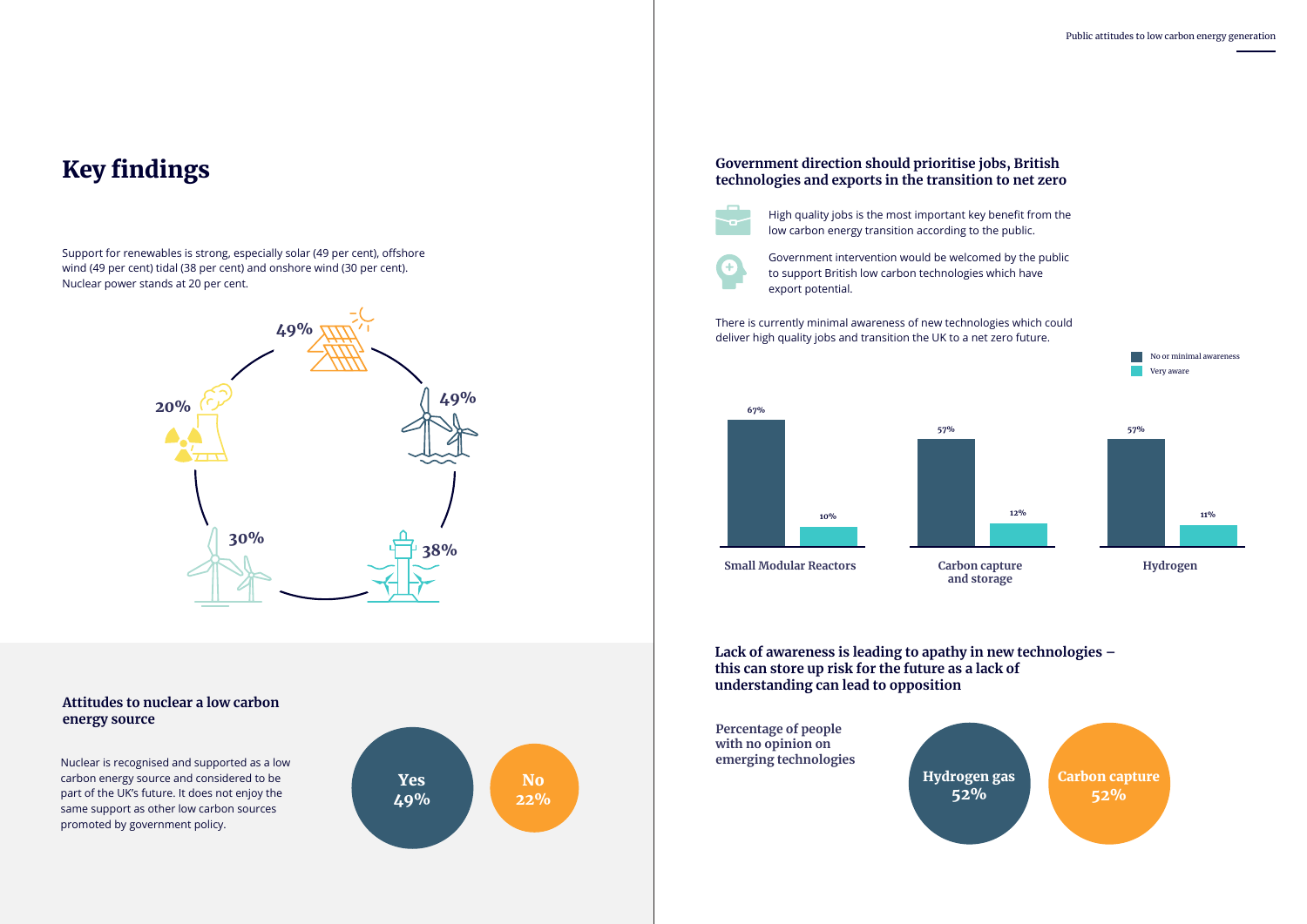# Key findings

Support for renewables is strong, especially solar (49 per cent), offshore wind (49 per cent) tidal (38 per cent) and onshore wind (30 per cent). Nuclear power stands at 20 per cent.

| Energy source | Support |
|---|---|
| Solar | 49% |
| Offshore wind | 49% |
| Tidal | 38% |
| Onshore wind | 30% |
| Nuclear | 20% |

## Attitudes to nuclear a low carbon energy source

Nuclear is recognised and supported as a low carbon energy source and considered to be part of the UK's future. It does not enjoy the same support as other low carbon sources promoted by government policy.

**Yes** 49%

**No** 22%

## Government direction should prioritise jobs, British technologies and exports in the transition to net zero

High quality jobs is the most important key benefit from the low carbon energy transition according to the public.

Government intervention would be welcomed by the public to support British low carbon technologies which have export potential.

There is currently minimal awareness of new technologies which could deliver high quality jobs and transition the UK to a net zero future.

| | No or minimal awareness | Very aware |
|---|---|---|
| Small Modular Reactors | 67% | 10% |
| Carbon capture and storage | 57% | 12% |
| Hydrogen | 57% | 11% |

## Lack of awareness is leading to apathy in new technologies – this can store up risk for the future as a lack of understanding can lead to opposition

**Percentage of people with no opinion on emerging technologies**

**Hydrogen gas** 52%

**Carbon capture** 52%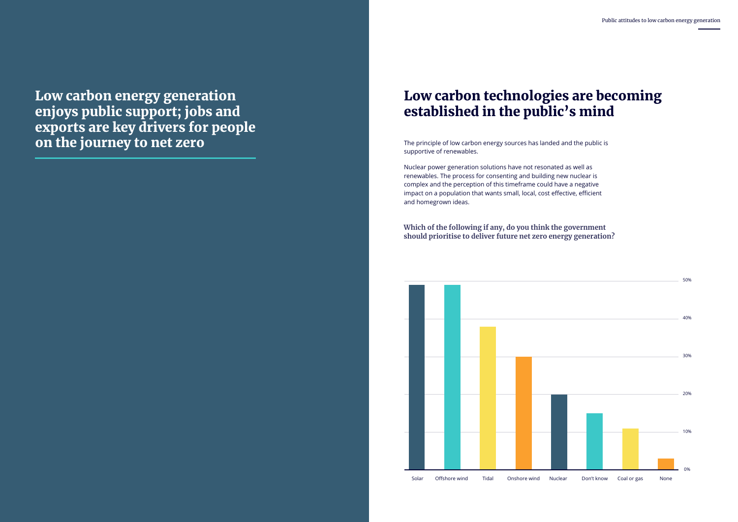# Low carbon energy generation enjoys public support; jobs and exports are key drivers for people on the journey to net zero

## Low carbon technologies are becoming established in the public's mind

The principle of low carbon energy sources has landed and the public is supportive of renewables.

Nuclear power generation solutions have not resonated as well as renewables. The process for consenting and building new nuclear is complex and the perception of this timeframe could have a negative impact on a population that wants small, local, cost effective, efficient and homegrown ideas.

**Which of the following if any, do you think the government should prioritise to deliver future net zero energy generation?**

| Option | Approx. % |
|---|---|
| Solar | ~49% |
| Offshore wind | ~49% |
| Tidal | ~38% |
| Onshore wind | ~30% |
| Nuclear | ~20% |
| Don't know | ~15% |
| Coal or gas | ~11% |
| None | ~3% |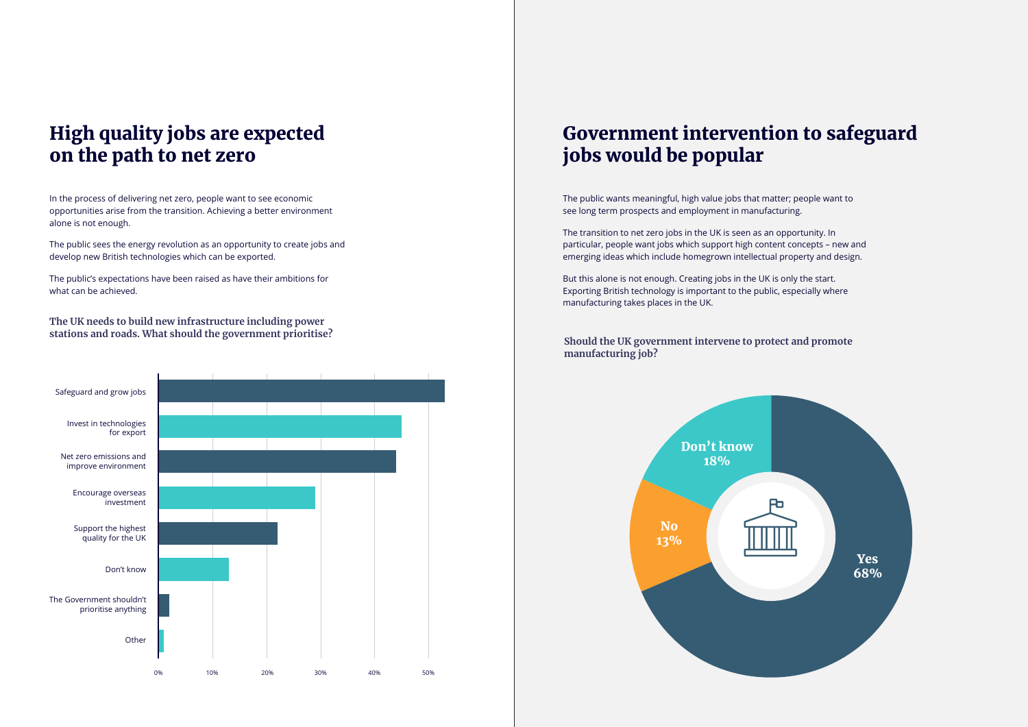## High quality jobs are expected on the path to net zero

In the process of delivering net zero, people want to see economic opportunities arise from the transition. Achieving a better environment alone is not enough.

The public sees the energy revolution as an opportunity to create jobs and develop new British technologies which can be exported.

The public's expectations have been raised as have their ambitions for what can be achieved.

**The UK needs to build new infrastructure including power stations and roads. What should the government prioritise?**

Safeguard and grow jobs

Invest in technologies for export

Net zero emissions and improve environment

Encourage overseas investment

Support the highest quality for the UK

Don't know

The Government shouldn't prioritise anything

Other

0% 10% 20% 30% 40% 50%

## Government intervention to safeguard jobs would be popular

The public wants meaningful, high value jobs that matter; people want to see long term prospects and employment in manufacturing.

The transition to net zero jobs in the UK is seen as an opportunity. In particular, people want jobs which support high content concepts – new and emerging ideas which include homegrown intellectual property and design.

But this alone is not enough. Creating jobs in the UK is only the start. Exporting British technology is important to the public, especially where manufacturing takes places in the UK.

**Should the UK government intervene to protect and promote manufacturing job?**

Don't know 18%

No 13%

Yes 68%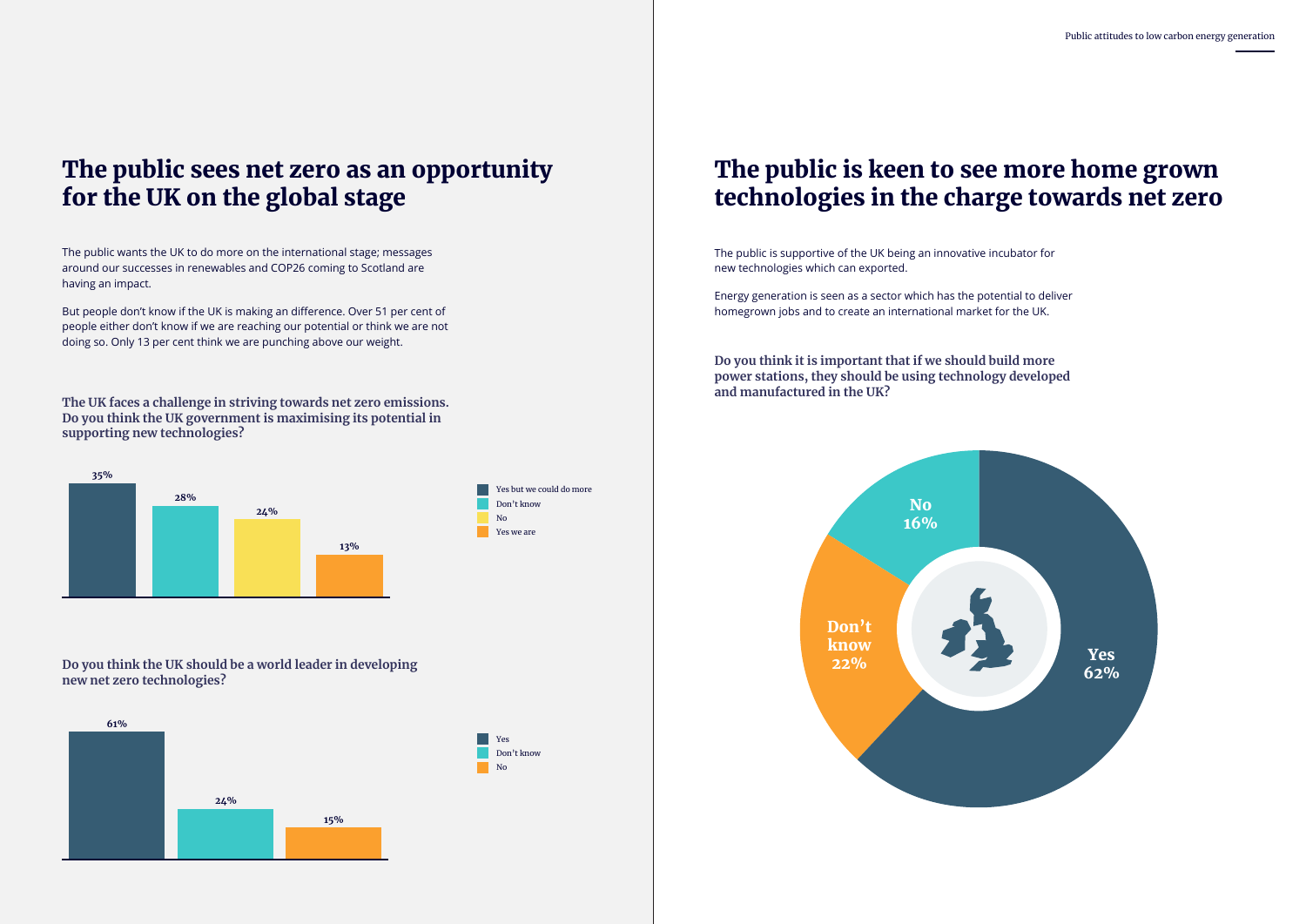# The public sees net zero as an opportunity for the UK on the global stage

The public wants the UK to do more on the international stage; messages around our successes in renewables and COP26 coming to Scotland are having an impact.

But people don't know if the UK is making an difference. Over 51 per cent of people either don't know if we are reaching our potential or think we are not doing so. Only 13 per cent think we are punching above our weight.

**The UK faces a challenge in striving towards net zero emissions. Do you think the UK government is maximising its potential in supporting new technologies?**

| Response | % |
| --- | --- |
| Yes but we could do more | 35% |
| Don't know | 28% |
| No | 24% |
| Yes we are | 13% |

**Do you think the UK should be a world leader in developing new net zero technologies?**

| Response | % |
| --- | --- |
| Yes | 61% |
| Don't know | 24% |
| No | 15% |

# The public is keen to see more home grown technologies in the charge towards net zero

The public is supportive of the UK being an innovative incubator for new technologies which can exported.

Energy generation is seen as a sector which has the potential to deliver homegrown jobs and to create an international market for the UK.

**Do you think it is important that if we should build more power stations, they should be using technology developed and manufactured in the UK?**

| Response | % |
| --- | --- |
| Yes | 62% |
| Don't know | 22% |
| No | 16% |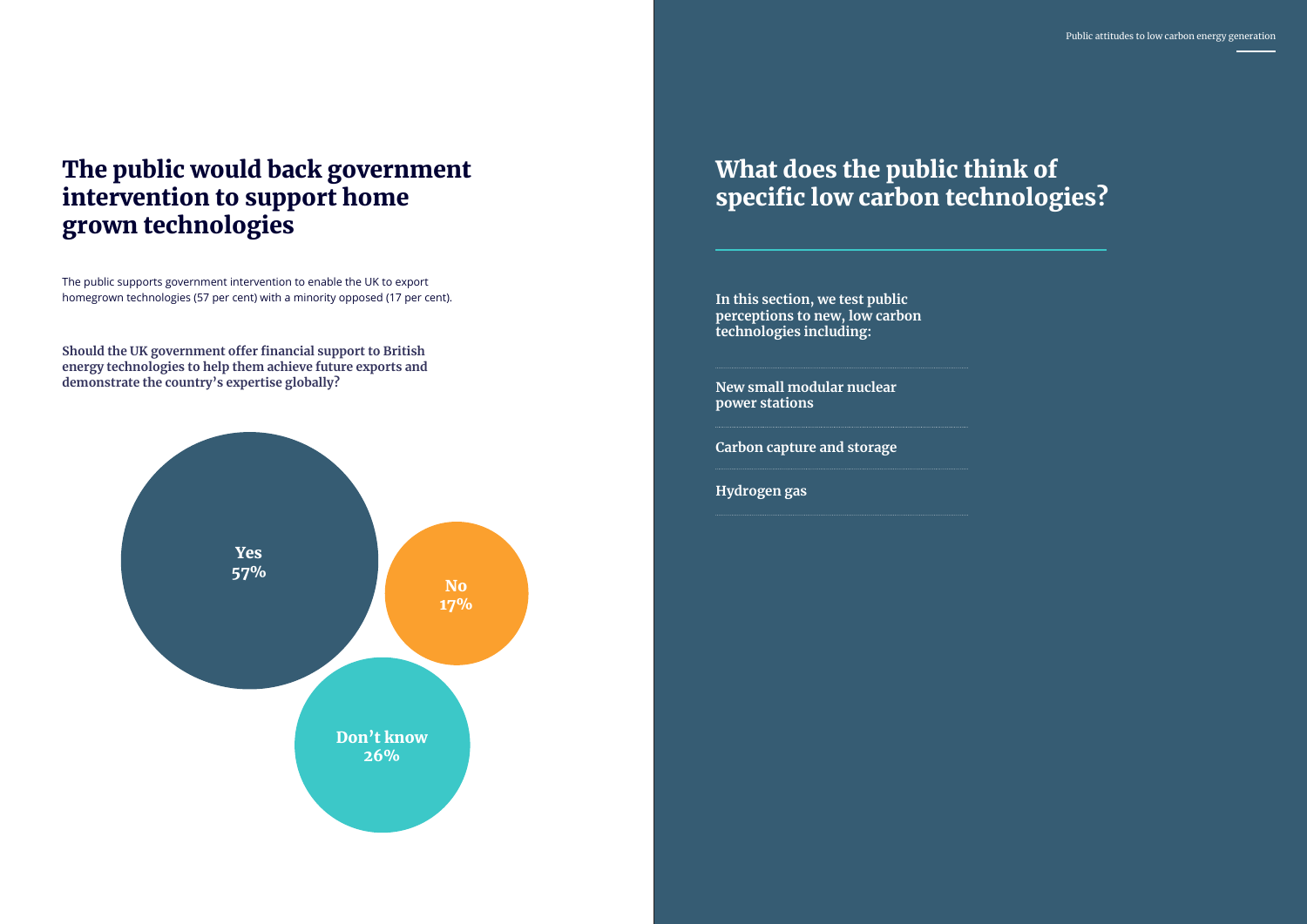## The public would back government intervention to support home grown technologies

The public supports government intervention to enable the UK to export homegrown technologies (57 per cent) with a minority opposed (17 per cent).

**Should the UK government offer financial support to British energy technologies to help them achieve future exports and demonstrate the country's expertise globally?**

| Response | Share |
| --- | --- |
| Yes | 57% |
| No | 17% |
| Don't know | 26% |

## What does the public think of specific low carbon technologies?

**In this section, we test public perceptions to new, low carbon technologies including:**

- **New small modular nuclear power stations**
- **Carbon capture and storage**
- **Hydrogen gas**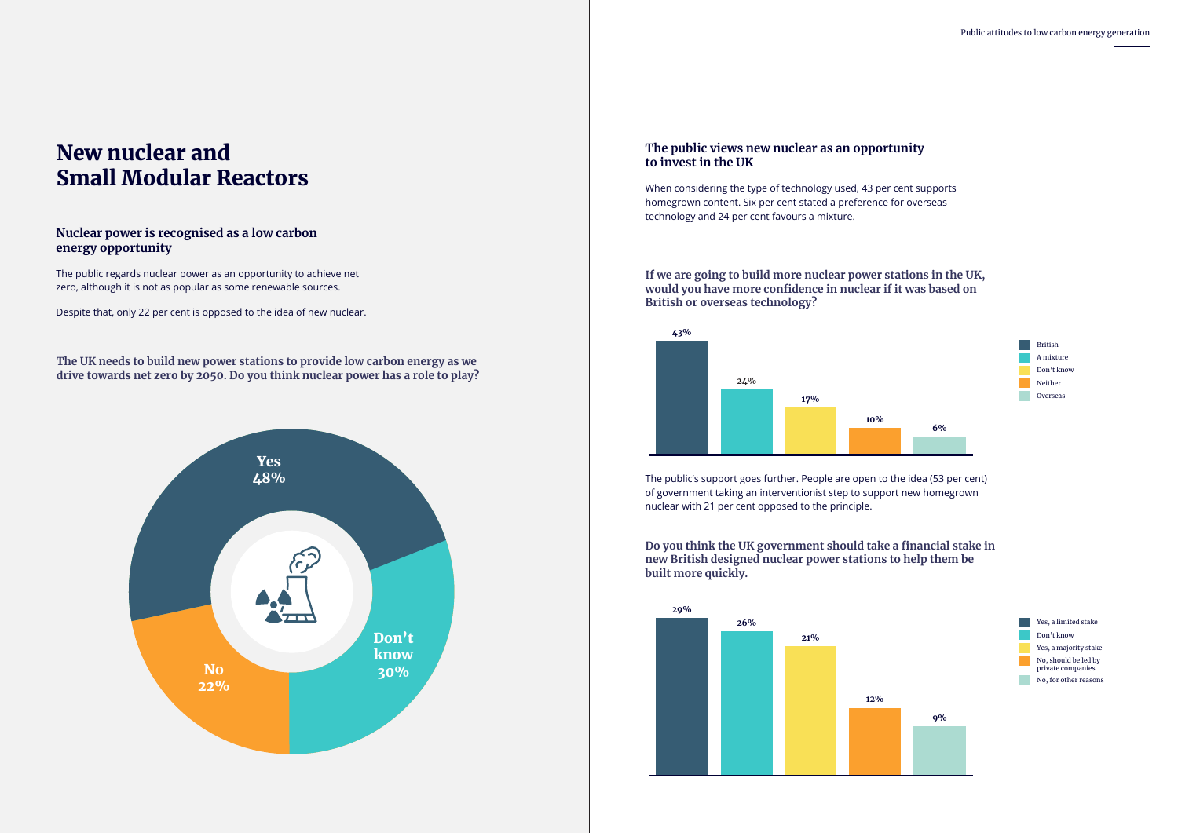# New nuclear and Small Modular Reactors

## Nuclear power is recognised as a low carbon energy opportunity

The public regards nuclear power as an opportunity to achieve net zero, although it is not as popular as some renewable sources.

Despite that, only 22 per cent is opposed to the idea of new nuclear.

**The UK needs to build new power stations to provide low carbon energy as we drive towards net zero by 2050. Do you think nuclear power has a role to play?**

| Response | Share |
| --- | --- |
| Yes | 48% |
| Don't know | 30% |
| No | 22% |

## The public views new nuclear as an opportunity to invest in the UK

When considering the type of technology used, 43 per cent supports homegrown content. Six per cent stated a preference for overseas technology and 24 per cent favours a mixture.

**If we are going to build more nuclear power stations in the UK, would you have more confidence in nuclear if it was based on British or overseas technology?**

| Response | Share |
| --- | --- |
| British | 43% |
| A mixture | 24% |
| Don't know | 17% |
| Neither | 10% |
| Overseas | 6% |

The public's support goes further. People are open to the idea (53 per cent) of government taking an interventionist step to support new homegrown nuclear with 21 per cent opposed to the principle.

**Do you think the UK government should take a financial stake in new British designed nuclear power stations to help them be built more quickly.**

| Response | Share |
| --- | --- |
| Yes, a limited stake | 29% |
| Don't know | 26% |
| Yes, a majority stake | 21% |
| No, should be led by private companies | 12% |
| No, for other reasons | 9% |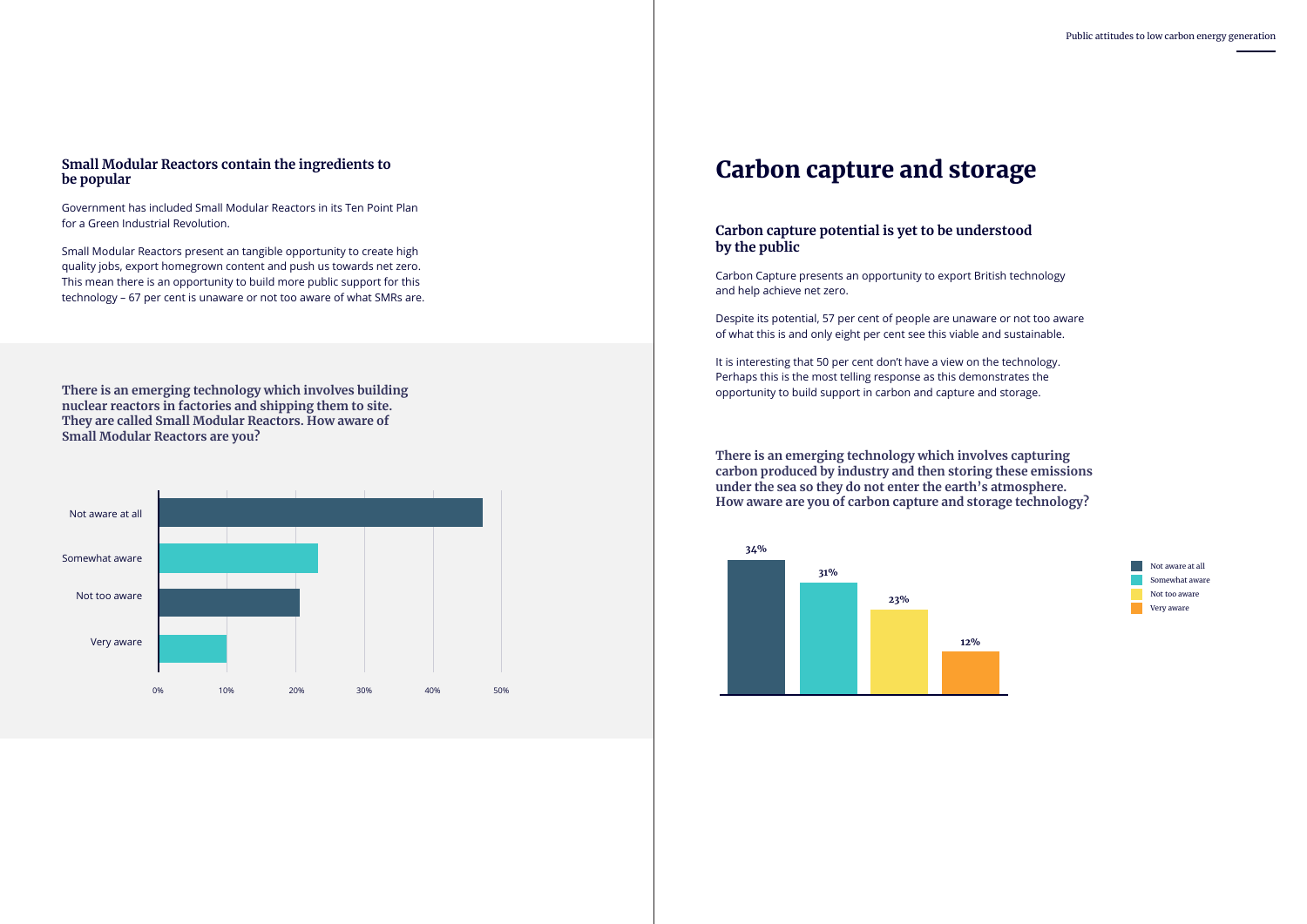### Small Modular Reactors contain the ingredients to be popular

Government has included Small Modular Reactors in its Ten Point Plan for a Green Industrial Revolution.

Small Modular Reactors present an tangible opportunity to create high quality jobs, export homegrown content and push us towards net zero. This mean there is an opportunity to build more public support for this technology – 67 per cent is unaware or not too aware of what SMRs are.

**There is an emerging technology which involves building nuclear reactors in factories and shipping them to site. They are called Small Modular Reactors. How aware of Small Modular Reactors are you?**

Not aware at all

Somewhat aware

Not too aware

Very aware

0% 10% 20% 30% 40% 50%

# Carbon capture and storage

### Carbon capture potential is yet to be understood by the public

Carbon Capture presents an opportunity to export British technology and help achieve net zero.

Despite its potential, 57 per cent of people are unaware or not too aware of what this is and only eight per cent see this viable and sustainable.

It is interesting that 50 per cent don't have a view on the technology. Perhaps this is the most telling response as this demonstrates the opportunity to build support in carbon and capture and storage.

**There is an emerging technology which involves capturing carbon produced by industry and then storing these emissions under the sea so they do not enter the earth's atmosphere. How aware are you of carbon capture and storage technology?**

| Response | Percentage |
| --- | --- |
| Not aware at all | 34% |
| Somewhat aware | 31% |
| Not too aware | 23% |
| Very aware | 12% |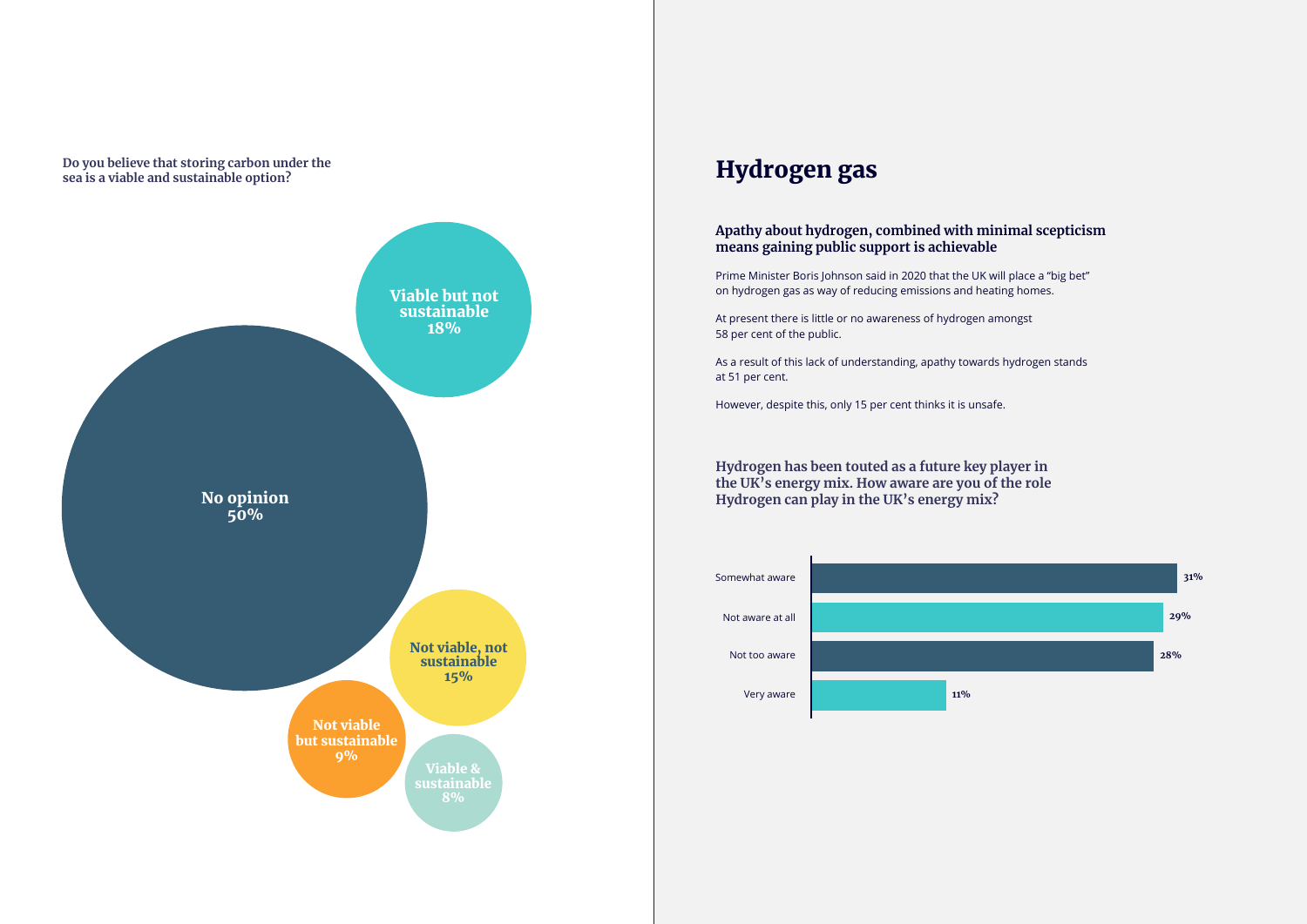**Do you believe that storing carbon under the sea is a viable and sustainable option?**

| Response | Percentage |
| --- | --- |
| No opinion | 50% |
| Viable but not sustainable | 18% |
| Not viable, not sustainable | 15% |
| Not viable but sustainable | 9% |
| Viable & sustainable | 8% |

# Hydrogen gas

### Apathy about hydrogen, combined with minimal scepticism means gaining public support is achievable

Prime Minister Boris Johnson said in 2020 that the UK will place a "big bet" on hydrogen gas as way of reducing emissions and heating homes.

At present there is little or no awareness of hydrogen amongst 58 per cent of the public.

As a result of this lack of understanding, apathy towards hydrogen stands at 51 per cent.

However, despite this, only 15 per cent thinks it is unsafe.

**Hydrogen has been touted as a future key player in the UK's energy mix. How aware are you of the role Hydrogen can play in the UK's energy mix?**

| Response | Percentage |
| --- | --- |
| Somewhat aware | 31% |
| Not aware at all | 29% |
| Not too aware | 28% |
| Very aware | 11% |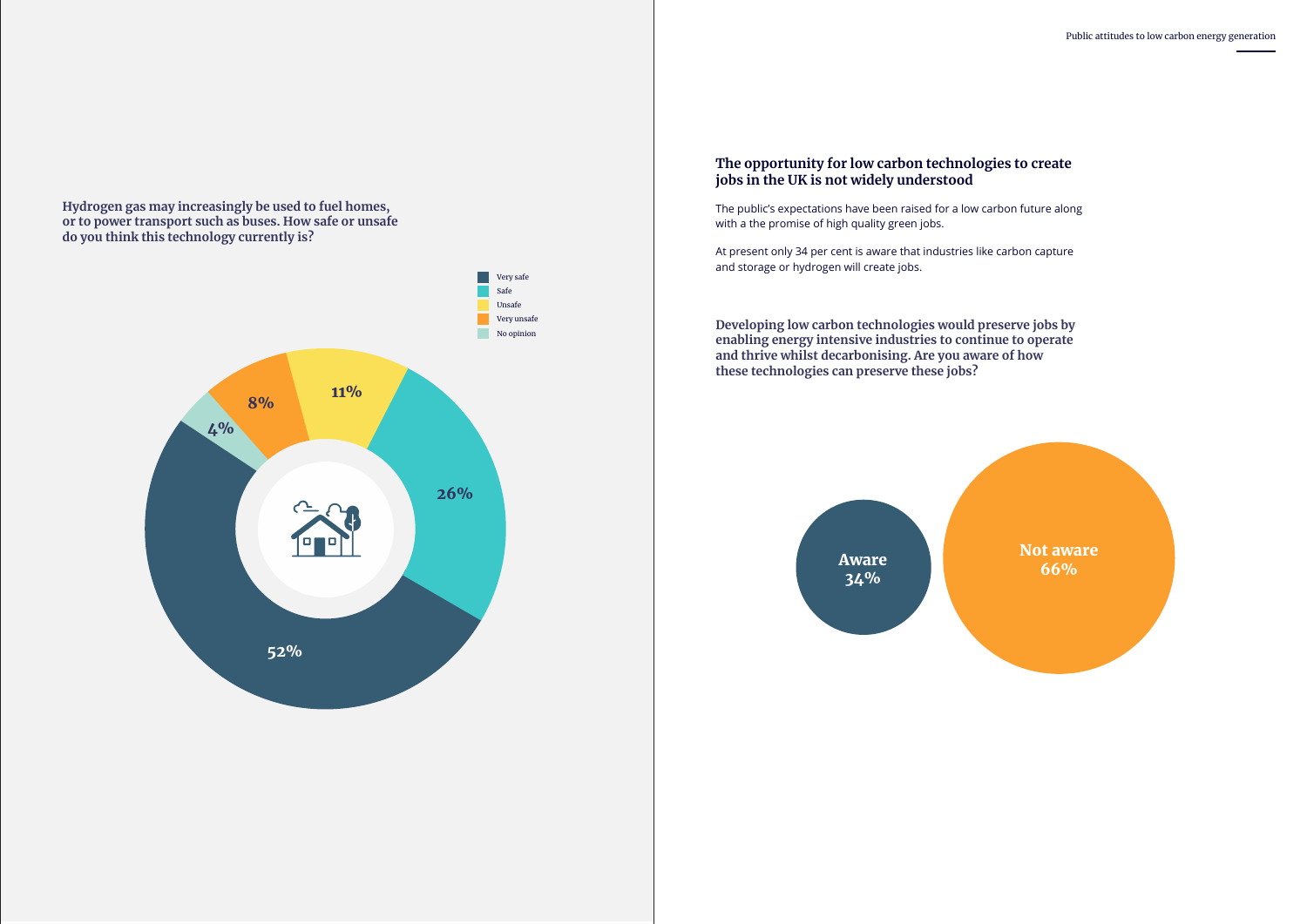**Hydrogen gas may increasingly be used to fuel homes, or to power transport such as buses. How safe or unsafe do you think this technology currently is?**

| Response | % |
| --- | --- |
| Very safe | 52% |
| Safe | 26% |
| Unsafe | 11% |
| Very unsafe | 8% |
| No opinion | 4% |

## The opportunity for low carbon technologies to create jobs in the UK is not widely understood

The public's expectations have been raised for a low carbon future along with a the promise of high quality green jobs.

At present only 34 per cent is aware that industries like carbon capture and storage or hydrogen will create jobs.

**Developing low carbon technologies would preserve jobs by enabling energy intensive industries to continue to operate and thrive whilst decarbonising. Are you aware of how these technologies can preserve these jobs?**

| Response | % |
| --- | --- |
| Aware | 34% |
| Not aware | 66% |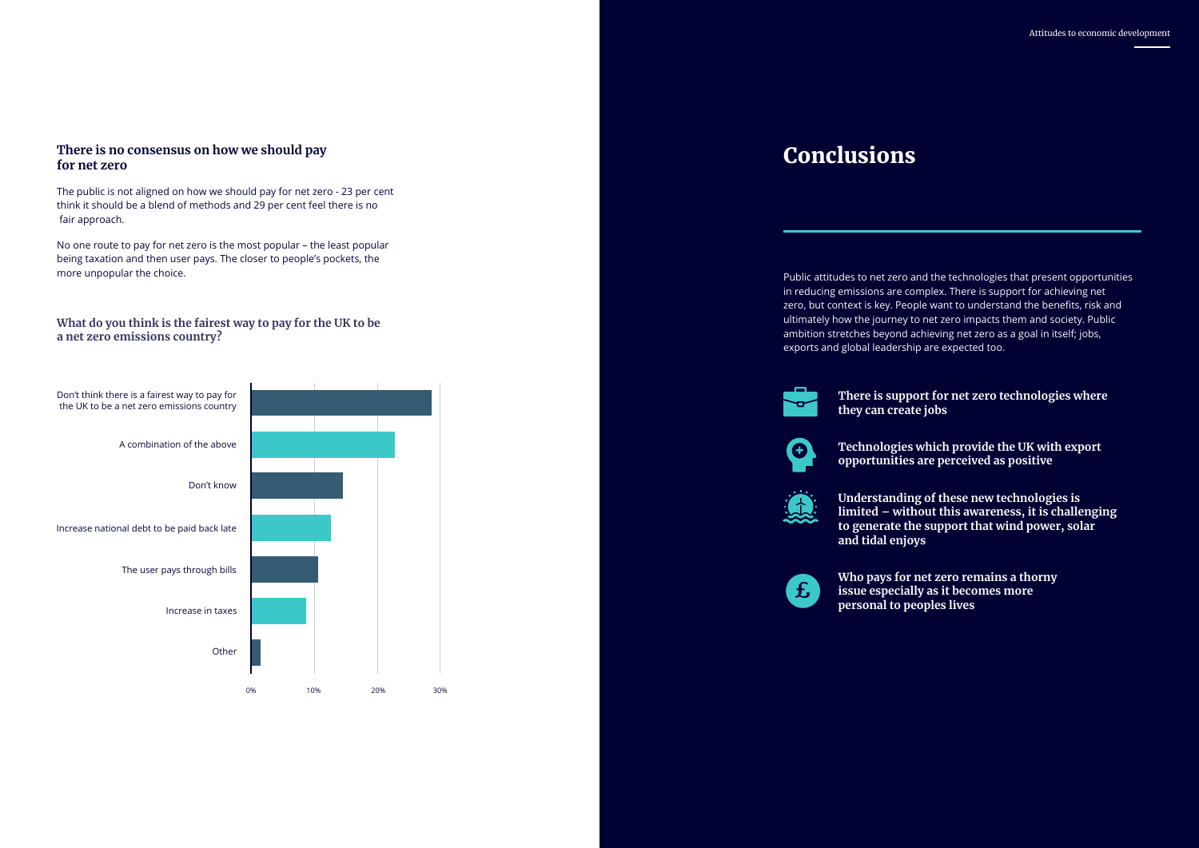### There is no consensus on how we should pay for net zero

The public is not aligned on how we should pay for net zero - 23 per cent think it should be a blend of methods and 29 per cent feel there is no fair approach.

No one route to pay for net zero is the most popular – the least popular being taxation and then user pays. The closer to people's pockets, the more unpopular the choice.

#### What do you think is the fairest way to pay for the UK to be a net zero emissions country?

- Don't think there is a fairest way to pay for the UK to be a net zero emissions country
- A combination of the above
- Don't know
- Increase national debt to be paid back late
- The user pays through bills
- Increase in taxes
- Other

0% 10% 20% 30%

# Conclusions

Public attitudes to net zero and the technologies that present opportunities in reducing emissions are complex. There is support for achieving net zero, but context is key. People want to understand the benefits, risk and ultimately how the journey to net zero impacts them and society. Public ambition stretches beyond achieving net zero as a goal in itself; jobs, exports and global leadership are expected too.

**There is support for net zero technologies where they can create jobs**

**Technologies which provide the UK with export opportunities are perceived as positive**

**Understanding of these new technologies is limited – without this awareness, it is challenging to generate the support that wind power, solar and tidal enjoys**

**Who pays for net zero remains a thorny issue especially as it becomes more personal to peoples lives**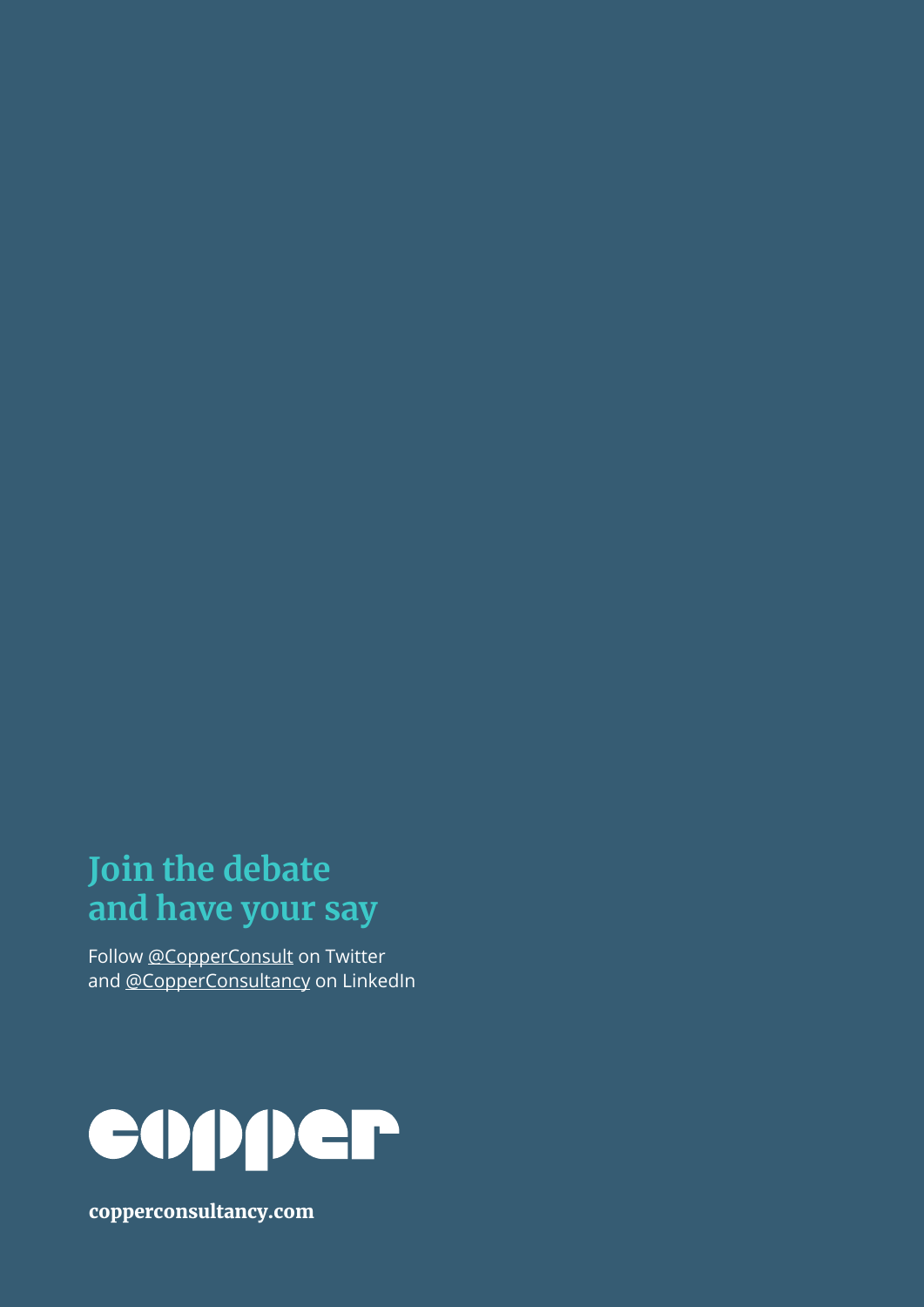## Join the debate and have your say

Follow @CopperConsult on Twitter and @CopperConsultancy on LinkedIn

copper

**copperconsultancy.com**